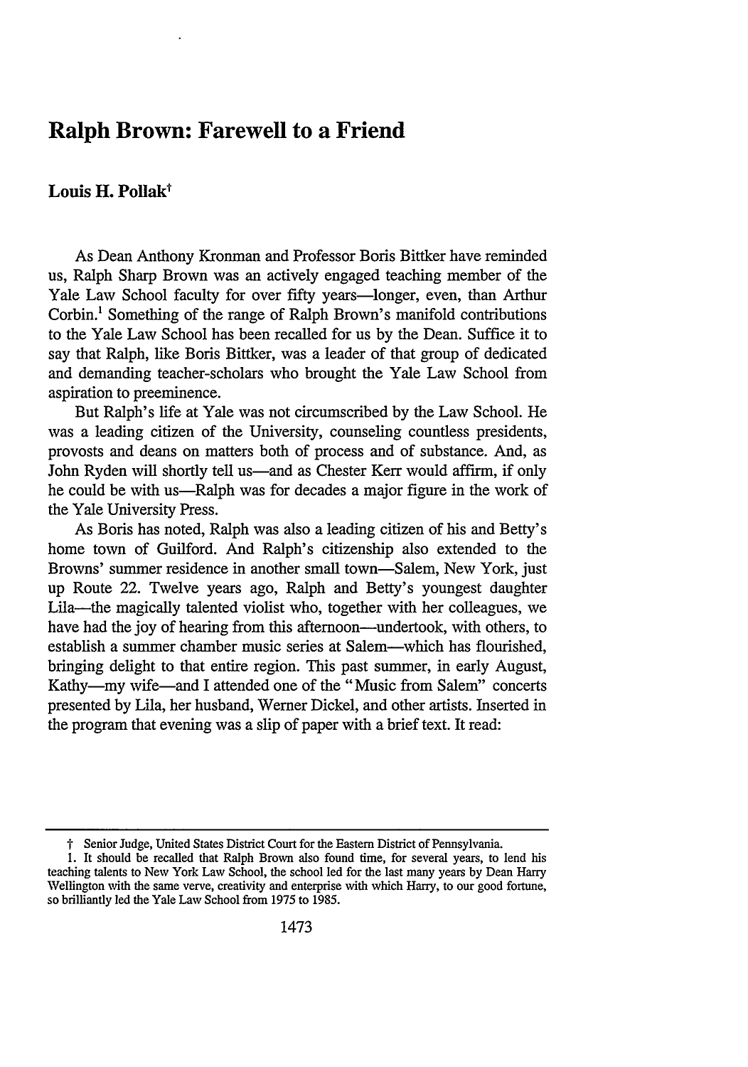# Ralph Brown: Farewell to a Friend

**Louis H. Pollak†**

As Dean Anthony Kronman and Professor Boris Bittker have reminded us, Ralph Sharp Brown was an actively engaged teaching member of the Yale Law School faculty for over fifty years—longer, even, than Arthur Corbin.[1] Something of the range of Ralph Brown's manifold contributions to the Yale Law School has been recalled for us by the Dean. Suffice it to say that Ralph, like Boris Bittker, was a leader of that group of dedicated and demanding teacher-scholars who brought the Yale Law School from aspiration to preeminence.

But Ralph's life at Yale was not circumscribed by the Law School. He was a leading citizen of the University, counseling countless presidents, provosts and deans on matters both of process and of substance. And, as John Ryden will shortly tell us—and as Chester Kerr would affirm, if only he could be with us—Ralph was for decades a major figure in the work of the Yale University Press.

As Boris has noted, Ralph was also a leading citizen of his and Betty's home town of Guilford. And Ralph's citizenship also extended to the Browns' summer residence in another small town—Salem, New York, just up Route 22. Twelve years ago, Ralph and Betty's youngest daughter Lila—the magically talented violist who, together with her colleagues, we have had the joy of hearing from this afternoon—undertook, with others, to establish a summer chamber music series at Salem—which has flourished, bringing delight to that entire region. This past summer, in early August, Kathy—my wife—and I attended one of the "Music from Salem" concerts presented by Lila, her husband, Werner Dickel, and other artists. Inserted in the program that evening was a slip of paper with a brief text. It read:

---

† Senior Judge, United States District Court for the Eastern District of Pennsylvania.

1. It should be recalled that Ralph Brown also found time, for several years, to lend his teaching talents to New York Law School, the school led for the last many years by Dean Harry Wellington with the same verve, creativity and enterprise with which Harry, to our good fortune, so brilliantly led the Yale Law School from 1975 to 1985.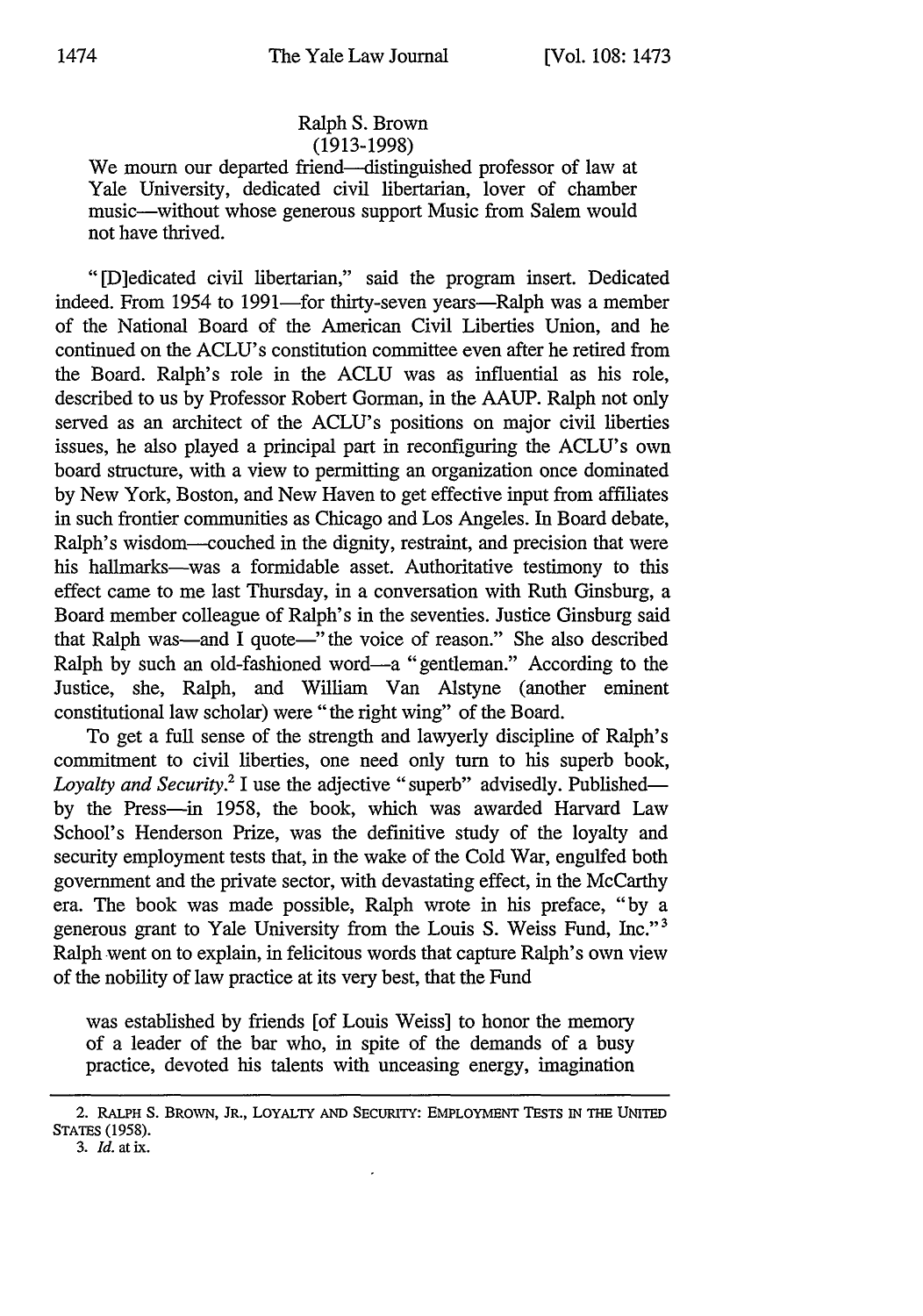Ralph S. Brown
(1913-1998)

We mourn our departed friend—distinguished professor of law at Yale University, dedicated civil libertarian, lover of chamber music—without whose generous support Music from Salem would not have thrived.

"[D]edicated civil libertarian," said the program insert. Dedicated indeed. From 1954 to 1991—for thirty-seven years—Ralph was a member of the National Board of the American Civil Liberties Union, and he continued on the ACLU's constitution committee even after he retired from the Board. Ralph's role in the ACLU was as influential as his role, described to us by Professor Robert Gorman, in the AAUP. Ralph not only served as an architect of the ACLU's positions on major civil liberties issues, he also played a principal part in reconfiguring the ACLU's own board structure, with a view to permitting an organization once dominated by New York, Boston, and New Haven to get effective input from affiliates in such frontier communities as Chicago and Los Angeles. In Board debate, Ralph's wisdom—couched in the dignity, restraint, and precision that were his hallmarks—was a formidable asset. Authoritative testimony to this effect came to me last Thursday, in a conversation with Ruth Ginsburg, a Board member colleague of Ralph's in the seventies. Justice Ginsburg said that Ralph was—and I quote—"the voice of reason." She also described Ralph by such an old-fashioned word—a "gentleman." According to the Justice, she, Ralph, and William Van Alstyne (another eminent constitutional law scholar) were "the right wing" of the Board.

To get a full sense of the strength and lawyerly discipline of Ralph's commitment to civil liberties, one need only turn to his superb book, *Loyalty and Security*.[2] I use the adjective "superb" advisedly. Published—by the Press—in 1958, the book, which was awarded Harvard Law School's Henderson Prize, was the definitive study of the loyalty and security employment tests that, in the wake of the Cold War, engulfed both government and the private sector, with devastating effect, in the McCarthy era. The book was made possible, Ralph wrote in his preface, "by a generous grant to Yale University from the Louis S. Weiss Fund, Inc."[3] Ralph went on to explain, in felicitous words that capture Ralph's own view of the nobility of law practice at its very best, that the Fund

> was established by friends [of Louis Weiss] to honor the memory of a leader of the bar who, in spite of the demands of a busy practice, devoted his talents with unceasing energy, imagination

---

2. RALPH S. BROWN, JR., LOYALTY AND SECURITY: EMPLOYMENT TESTS IN THE UNITED STATES (1958).

3. *Id.* at ix.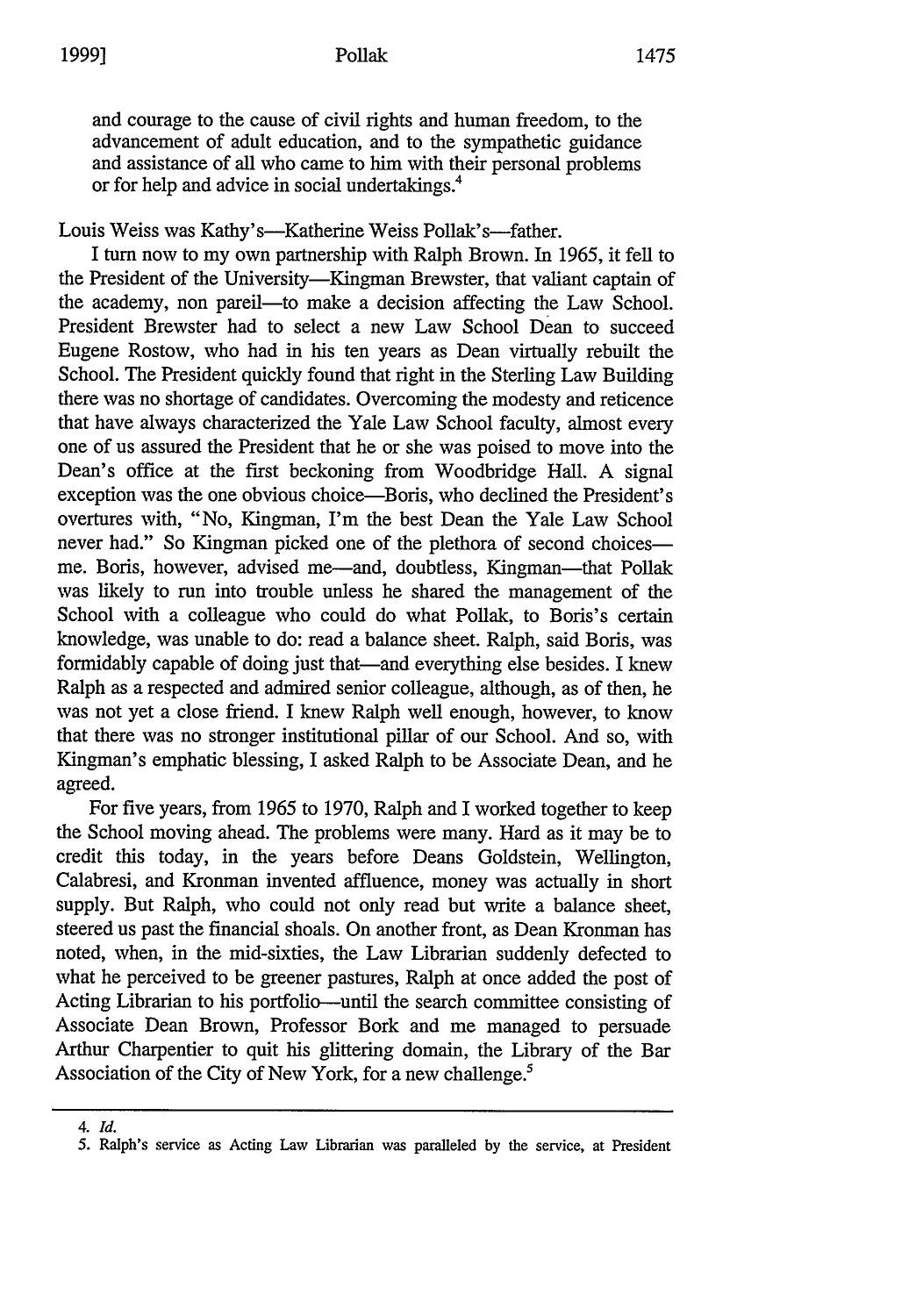and courage to the cause of civil rights and human freedom, to the advancement of adult education, and to the sympathetic guidance and assistance of all who came to him with their personal problems or for help and advice in social undertakings.[4]

Louis Weiss was Kathy's—Katherine Weiss Pollak's—father.

I turn now to my own partnership with Ralph Brown. In 1965, it fell to the President of the University—Kingman Brewster, that valiant captain of the academy, non pareil—to make a decision affecting the Law School. President Brewster had to select a new Law School Dean to succeed Eugene Rostow, who had in his ten years as Dean virtually rebuilt the School. The President quickly found that right in the Sterling Law Building there was no shortage of candidates. Overcoming the modesty and reticence that have always characterized the Yale Law School faculty, almost every one of us assured the President that he or she was poised to move into the Dean's office at the first beckoning from Woodbridge Hall. A signal exception was the one obvious choice—Boris, who declined the President's overtures with, "No, Kingman, I'm the best Dean the Yale Law School never had." So Kingman picked one of the plethora of second choices—me. Boris, however, advised me—and, doubtless, Kingman—that Pollak was likely to run into trouble unless he shared the management of the School with a colleague who could do what Pollak, to Boris's certain knowledge, was unable to do: read a balance sheet. Ralph, said Boris, was formidably capable of doing just that—and everything else besides. I knew Ralph as a respected and admired senior colleague, although, as of then, he was not yet a close friend. I knew Ralph well enough, however, to know that there was no stronger institutional pillar of our School. And so, with Kingman's emphatic blessing, I asked Ralph to be Associate Dean, and he agreed.

For five years, from 1965 to 1970, Ralph and I worked together to keep the School moving ahead. The problems were many. Hard as it may be to credit this today, in the years before Deans Goldstein, Wellington, Calabresi, and Kronman invented affluence, money was actually in short supply. But Ralph, who could not only read but write a balance sheet, steered us past the financial shoals. On another front, as Dean Kronman has noted, when, in the mid-sixties, the Law Librarian suddenly defected to what he perceived to be greener pastures, Ralph at once added the post of Acting Librarian to his portfolio—until the search committee consisting of Associate Dean Brown, Professor Bork and me managed to persuade Arthur Charpentier to quit his glittering domain, the Library of the Bar Association of the City of New York, for a new challenge.[5]

---

4. *Id.*

5. Ralph's service as Acting Law Librarian was paralleled by the service, at President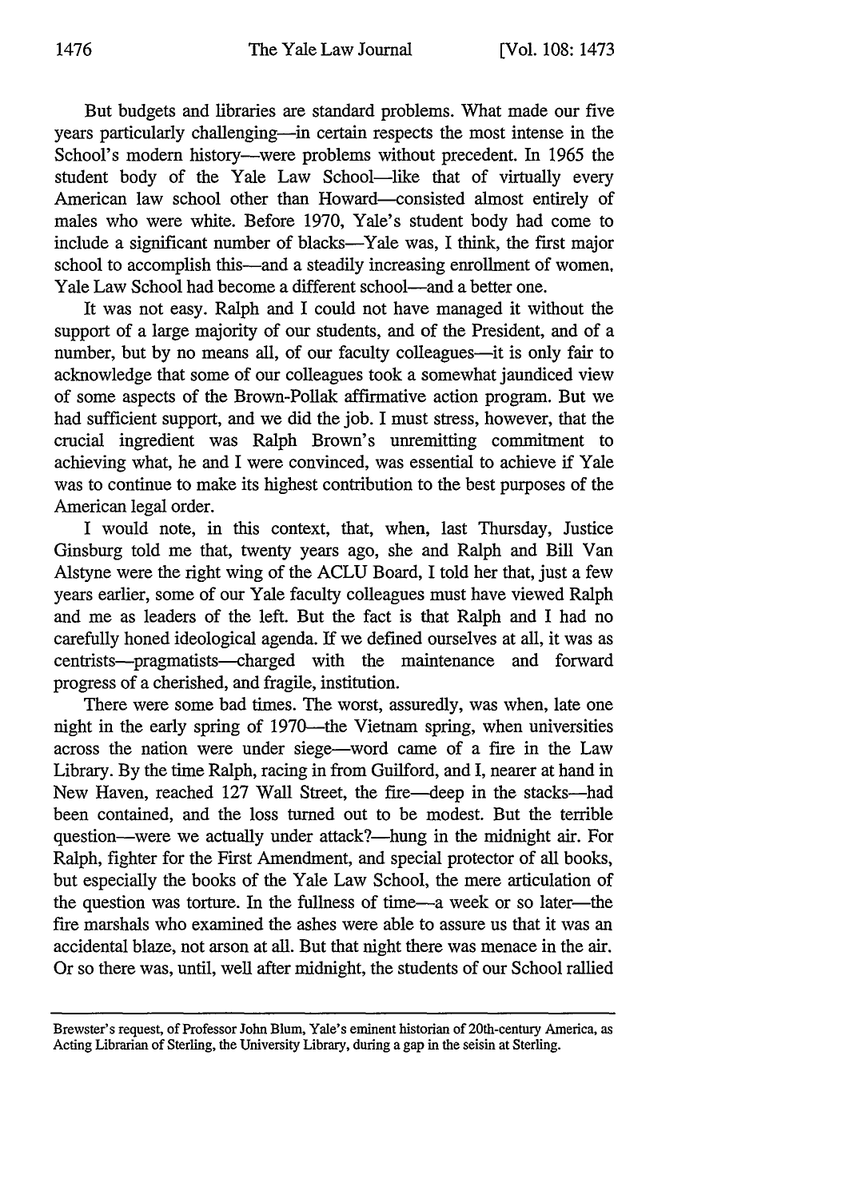But budgets and libraries are standard problems. What made our five years particularly challenging—in certain respects the most intense in the School's modern history—were problems without precedent. In 1965 the student body of the Yale Law School—like that of virtually every American law school other than Howard—consisted almost entirely of males who were white. Before 1970, Yale's student body had come to include a significant number of blacks—Yale was, I think, the first major school to accomplish this—and a steadily increasing enrollment of women. Yale Law School had become a different school—and a better one.

It was not easy. Ralph and I could not have managed it without the support of a large majority of our students, and of the President, and of a number, but by no means all, of our faculty colleagues—it is only fair to acknowledge that some of our colleagues took a somewhat jaundiced view of some aspects of the Brown-Pollak affirmative action program. But we had sufficient support, and we did the job. I must stress, however, that the crucial ingredient was Ralph Brown's unremitting commitment to achieving what, he and I were convinced, was essential to achieve if Yale was to continue to make its highest contribution to the best purposes of the American legal order.

I would note, in this context, that, when, last Thursday, Justice Ginsburg told me that, twenty years ago, she and Ralph and Bill Van Alstyne were the right wing of the ACLU Board, I told her that, just a few years earlier, some of our Yale faculty colleagues must have viewed Ralph and me as leaders of the left. But the fact is that Ralph and I had no carefully honed ideological agenda. If we defined ourselves at all, it was as centrists—pragmatists—charged with the maintenance and forward progress of a cherished, and fragile, institution.

There were some bad times. The worst, assuredly, was when, late one night in the early spring of 1970—the Vietnam spring, when universities across the nation were under siege—word came of a fire in the Law Library. By the time Ralph, racing in from Guilford, and I, nearer at hand in New Haven, reached 127 Wall Street, the fire—deep in the stacks—had been contained, and the loss turned out to be modest. But the terrible question—were we actually under attack?—hung in the midnight air. For Ralph, fighter for the First Amendment, and special protector of all books, but especially the books of the Yale Law School, the mere articulation of the question was torture. In the fullness of time—a week or so later—the fire marshals who examined the ashes were able to assure us that it was an accidental blaze, not arson at all. But that night there was menace in the air. Or so there was, until, well after midnight, the students of our School rallied

---

Brewster's request, of Professor John Blum, Yale's eminent historian of 20th-century America, as Acting Librarian of Sterling, the University Library, during a gap in the seisin at Sterling.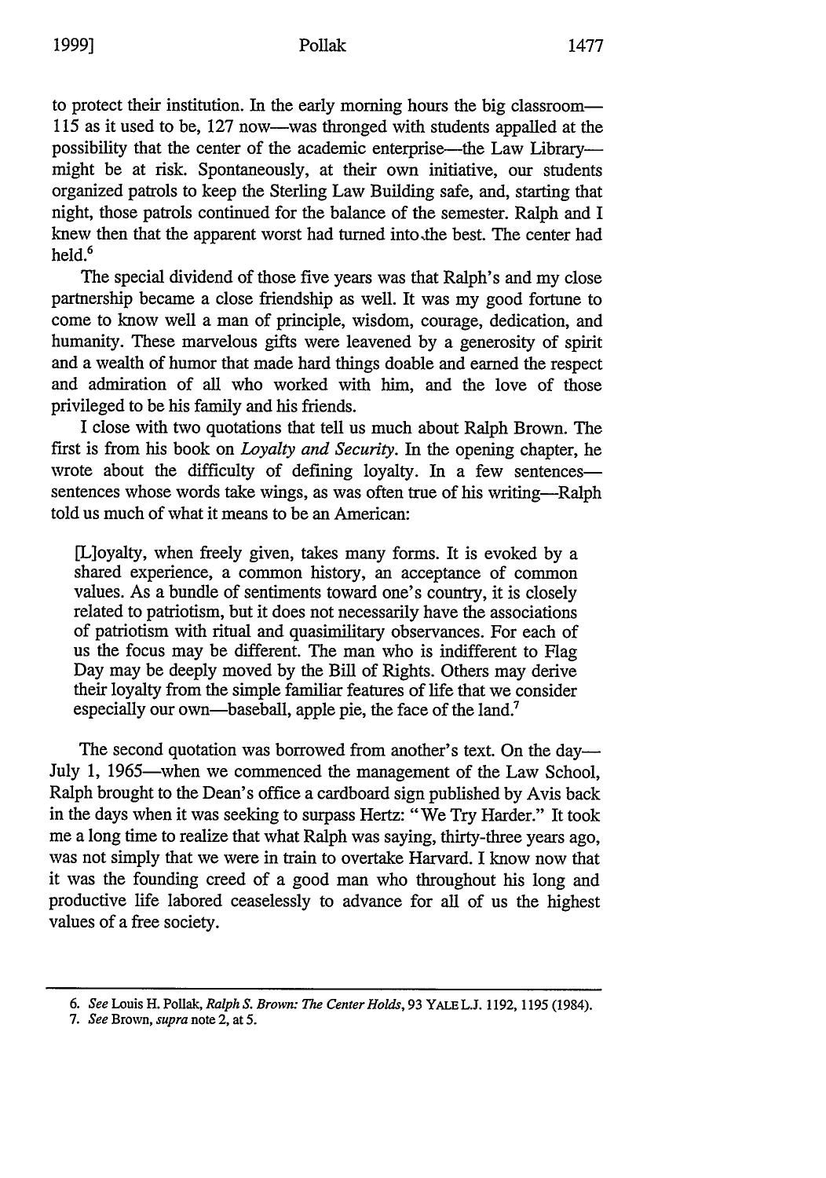to protect their institution. In the early morning hours the big classroom—115 as it used to be, 127 now—was thronged with students appalled at the possibility that the center of the academic enterprise—the Law Library—might be at risk. Spontaneously, at their own initiative, our students organized patrols to keep the Sterling Law Building safe, and, starting that night, those patrols continued for the balance of the semester. Ralph and I knew then that the apparent worst had turned into the best. The center had held.[6]

The special dividend of those five years was that Ralph's and my close partnership became a close friendship as well. It was my good fortune to come to know well a man of principle, wisdom, courage, dedication, and humanity. These marvelous gifts were leavened by a generosity of spirit and a wealth of humor that made hard things doable and earned the respect and admiration of all who worked with him, and the love of those privileged to be his family and his friends.

I close with two quotations that tell us much about Ralph Brown. The first is from his book on *Loyalty and Security*. In the opening chapter, he wrote about the difficulty of defining loyalty. In a few sentences—sentences whose words take wings, as was often true of his writing—Ralph told us much of what it means to be an American:

> [L]oyalty, when freely given, takes many forms. It is evoked by a shared experience, a common history, an acceptance of common values. As a bundle of sentiments toward one's country, it is closely related to patriotism, but it does not necessarily have the associations of patriotism with ritual and quasimilitary observances. For each of us the focus may be different. The man who is indifferent to Flag Day may be deeply moved by the Bill of Rights. Others may derive their loyalty from the simple familiar features of life that we consider especially our own—baseball, apple pie, the face of the land.[7]

The second quotation was borrowed from another's text. On the day—July 1, 1965—when we commenced the management of the Law School, Ralph brought to the Dean's office a cardboard sign published by Avis back in the days when it was seeking to surpass Hertz: "We Try Harder." It took me a long time to realize that what Ralph was saying, thirty-three years ago, was not simply that we were in train to overtake Harvard. I know now that it was the founding creed of a good man who throughout his long and productive life labored ceaselessly to advance for all of us the highest values of a free society.

---

6. *See* Louis H. Pollak, *Ralph S. Brown: The Center Holds*, 93 YALE L.J. 1192, 1195 (1984).

7. *See* Brown, *supra* note 2, at 5.